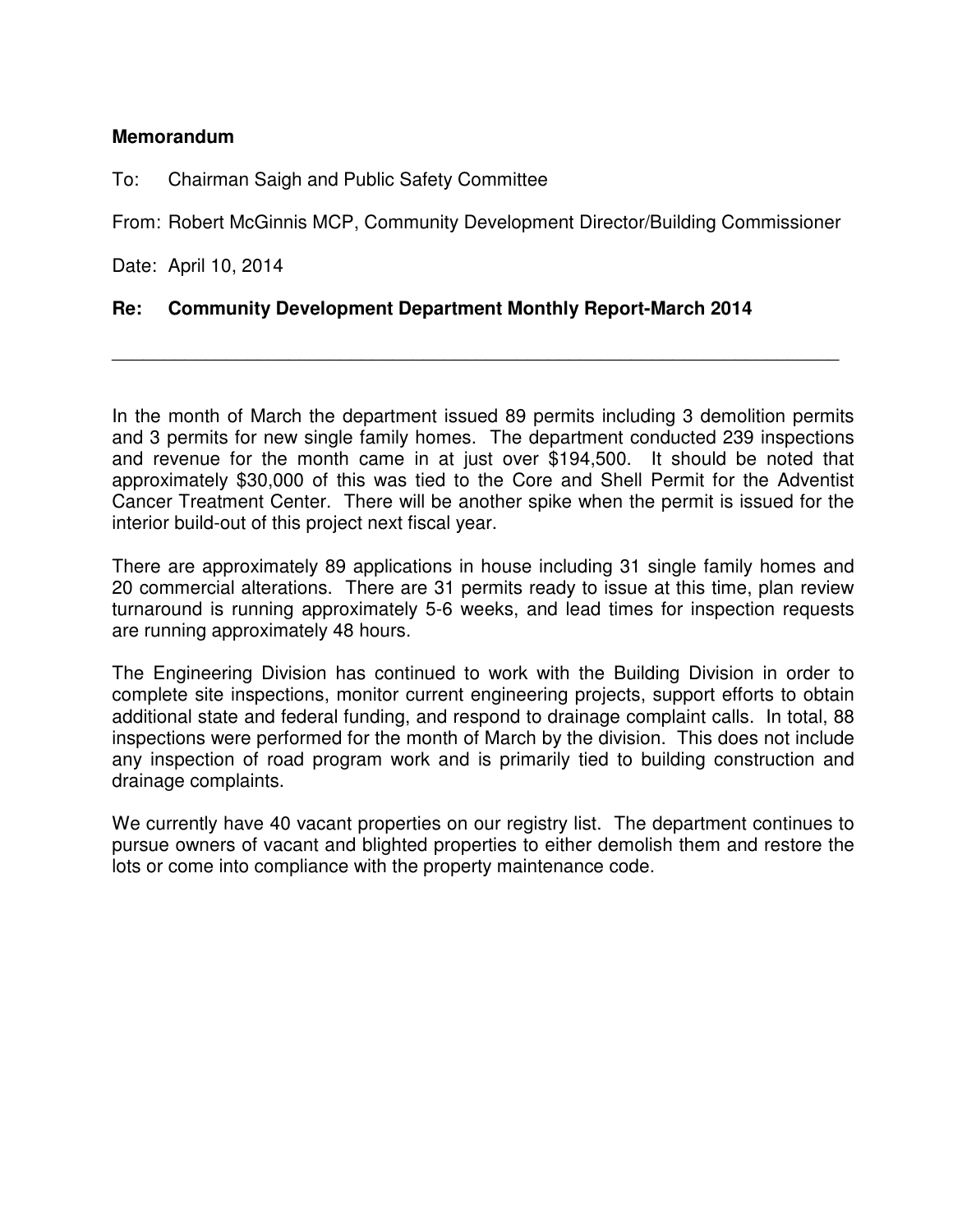**Memorandum**

To: Chairman Saigh and Public Safety Committee

From: Robert McGinnis MCP, Community Development Director/Building Commissioner

Date: April 10, 2014

**Re: Community Development Department Monthly Report-March 2014**

---

In the month of March the department issued 89 permits including 3 demolition permits and 3 permits for new single family homes. The department conducted 239 inspections and revenue for the month came in at just over $194,500. It should be noted that approximately $30,000 of this was tied to the Core and Shell Permit for the Adventist Cancer Treatment Center. There will be another spike when the permit is issued for the interior build-out of this project next fiscal year.

There are approximately 89 applications in house including 31 single family homes and 20 commercial alterations. There are 31 permits ready to issue at this time, plan review turnaround is running approximately 5-6 weeks, and lead times for inspection requests are running approximately 48 hours.

The Engineering Division has continued to work with the Building Division in order to complete site inspections, monitor current engineering projects, support efforts to obtain additional state and federal funding, and respond to drainage complaint calls. In total, 88 inspections were performed for the month of March by the division. This does not include any inspection of road program work and is primarily tied to building construction and drainage complaints.

We currently have 40 vacant properties on our registry list. The department continues to pursue owners of vacant and blighted properties to either demolish them and restore the lots or come into compliance with the property maintenance code.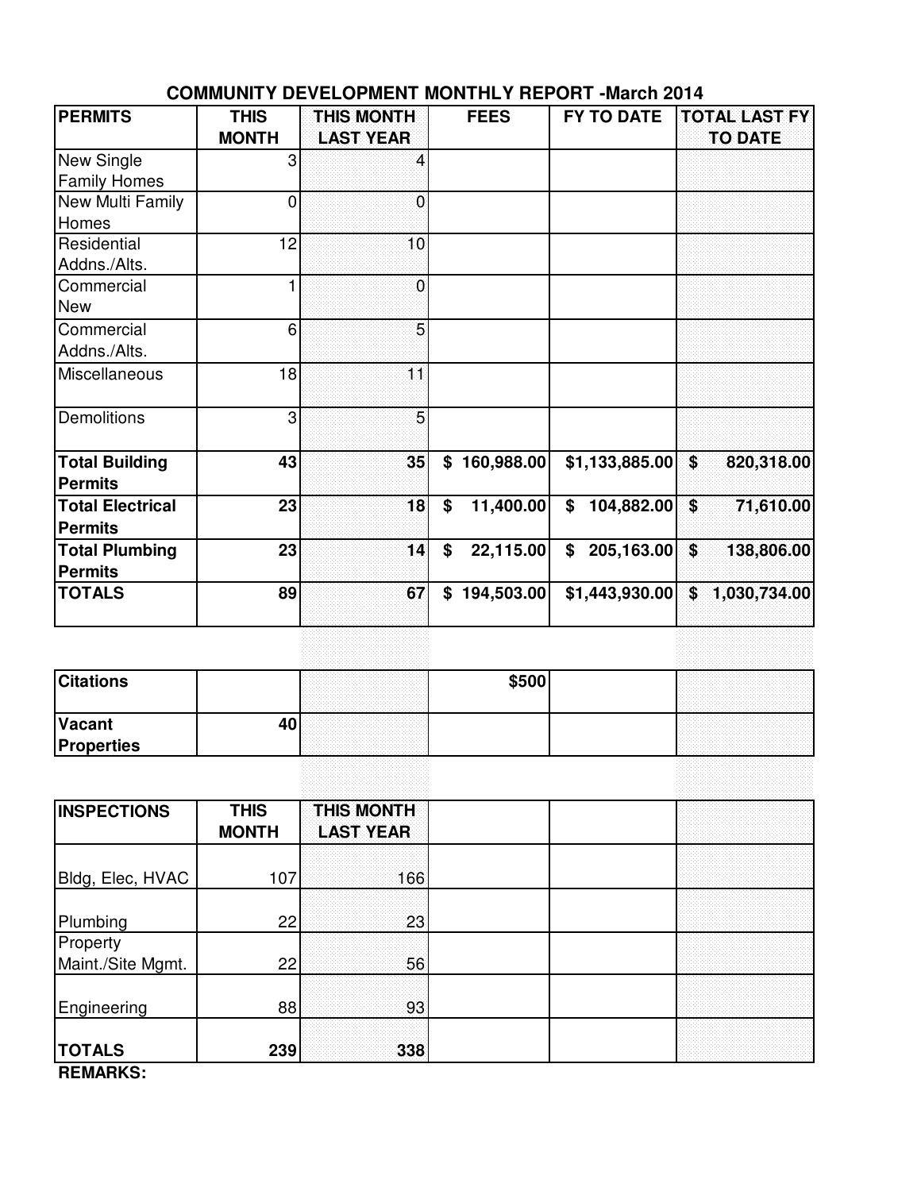## COMMUNITY DEVELOPMENT MONTHLY REPORT -March 2014

| PERMITS | THIS MONTH | THIS MONTH LAST YEAR | FEES | FY TO DATE | TOTAL LAST FY TO DATE |
|---|---|---|---|---|---|
| New Single Family Homes | 3 | 4 | | | |
| New Multi Family Homes | 0 | 0 | | | |
| Residential Addns./Alts. | 12 | 10 | | | |
| Commercial New | 1 | 0 | | | |
| Commercial Addns./Alts. | 6 | 5 | | | |
| Miscellaneous | 18 | 11 | | | |
| Demolitions | 3 | 5 | | | |
| **Total Building Permits** | **43** | **35** | **$ 160,988.00** | **$1,133,885.00** | **$ 820,318.00** |
| **Total Electrical Permits** | **23** | **18** | **$ 11,400.00** | **$ 104,882.00** | **$ 71,610.00** |
| **Total Plumbing Permits** | **23** | **14** | **$ 22,115.00** | **$ 205,163.00** | **$ 138,806.00** |
| **TOTALS** | **89** | **67** | **$ 194,503.00** | **$1,443,930.00** | **$ 1,030,734.00** |

| | | | | | |
|---|---|---|---|---|---|
| **Citations** | | | **$500** | | |
| **Vacant Properties** | **40** | | | | |

| INSPECTIONS | THIS MONTH | THIS MONTH LAST YEAR | | | |
|---|---|---|---|---|---|
| Bldg, Elec, HVAC | 107 | 166 | | | |
| Plumbing | 22 | 23 | | | |
| Property Maint./Site Mgmt. | 22 | 56 | | | |
| Engineering | 88 | 93 | | | |
| **TOTALS** | **239** | **338** | | | |

**REMARKS:**